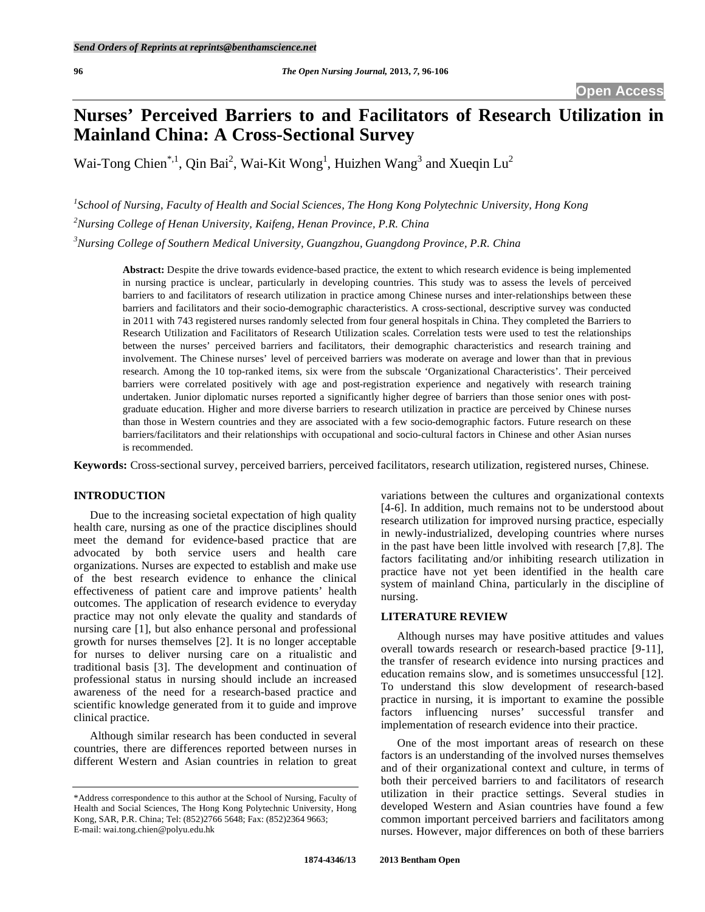# Nurses' Perceived Barriers to and Facilitators of Research Utilization in Mainland China: A Cross-Sectional Survey

Wai-Tong Chien[*,1], Qin Bai[2], Wai-Kit Wong[1], Huizhen Wang[3] and Xueqin Lu[2]

[1]School of Nursing, Faculty of Health and Social Sciences, The Hong Kong Polytechnic University, Hong Kong

[2]Nursing College of Henan University, Kaifeng, Henan Province, P.R. China

[3]Nursing College of Southern Medical University, Guangzhou, Guangdong Province, P.R. China

**Abstract:** Despite the drive towards evidence-based practice, the extent to which research evidence is being implemented in nursing practice is unclear, particularly in developing countries. This study was to assess the levels of perceived barriers to and facilitators of research utilization in practice among Chinese nurses and inter-relationships between these barriers and facilitators and their socio-demographic characteristics. A cross-sectional, descriptive survey was conducted in 2011 with 743 registered nurses randomly selected from four general hospitals in China. They completed the Barriers to Research Utilization and Facilitators of Research Utilization scales. Correlation tests were used to test the relationships between the nurses' perceived barriers and facilitators, their demographic characteristics and research training and involvement. The Chinese nurses' level of perceived barriers was moderate on average and lower than that in previous research. Among the 10 top-ranked items, six were from the subscale 'Organizational Characteristics'. Their perceived barriers were correlated positively with age and post-registration experience and negatively with research training undertaken. Junior diplomatic nurses reported a significantly higher degree of barriers than those senior ones with post-graduate education. Higher and more diverse barriers to research utilization in practice are perceived by Chinese nurses than those in Western countries and they are associated with a few socio-demographic factors. Future research on these barriers/facilitators and their relationships with occupational and socio-cultural factors in Chinese and other Asian nurses is recommended.

**Keywords:** Cross-sectional survey, perceived barriers, perceived facilitators, research utilization, registered nurses, Chinese.

## INTRODUCTION

Due to the increasing societal expectation of high quality health care, nursing as one of the practice disciplines should meet the demand for evidence-based practice that are advocated by both service users and health care organizations. Nurses are expected to establish and make use of the best research evidence to enhance the clinical effectiveness of patient care and improve patients' health outcomes. The application of research evidence to everyday practice may not only elevate the quality and standards of nursing care [1], but also enhance personal and professional growth for nurses themselves [2]. It is no longer acceptable for nurses to deliver nursing care on a ritualistic and traditional basis [3]. The development and continuation of professional status in nursing should include an increased awareness of the need for a research-based practice and scientific knowledge generated from it to guide and improve clinical practice.

Although similar research has been conducted in several countries, there are differences reported between nurses in different Western and Asian countries in relation to great variations between the cultures and organizational contexts [4-6]. In addition, much remains not to be understood about research utilization for improved nursing practice, especially in newly-industrialized, developing countries where nurses in the past have been little involved with research [7,8]. The factors facilitating and/or inhibiting research utilization in practice have not yet been identified in the health care system of mainland China, particularly in the discipline of nursing.

## LITERATURE REVIEW

Although nurses may have positive attitudes and values overall towards research or research-based practice [9-11], the transfer of research evidence into nursing practices and education remains slow, and is sometimes unsuccessful [12]. To understand this slow development of research-based practice in nursing, it is important to examine the possible factors influencing nurses' successful transfer and implementation of research evidence into their practice.

One of the most important areas of research on these factors is an understanding of the involved nurses themselves and of their organizational context and culture, in terms of both their perceived barriers to and facilitators of research utilization in their practice settings. Several studies in developed Western and Asian countries have found a few common important perceived barriers and facilitators among nurses. However, major differences on both of these barriers

*Address correspondence to this author at the School of Nursing, Faculty of Health and Social Sciences, The Hong Kong Polytechnic University, Hong Kong, SAR, P.R. China; Tel: (852)2766 5648; Fax: (852)2364 9663; E-mail: wai.tong.chien@polyu.edu.hk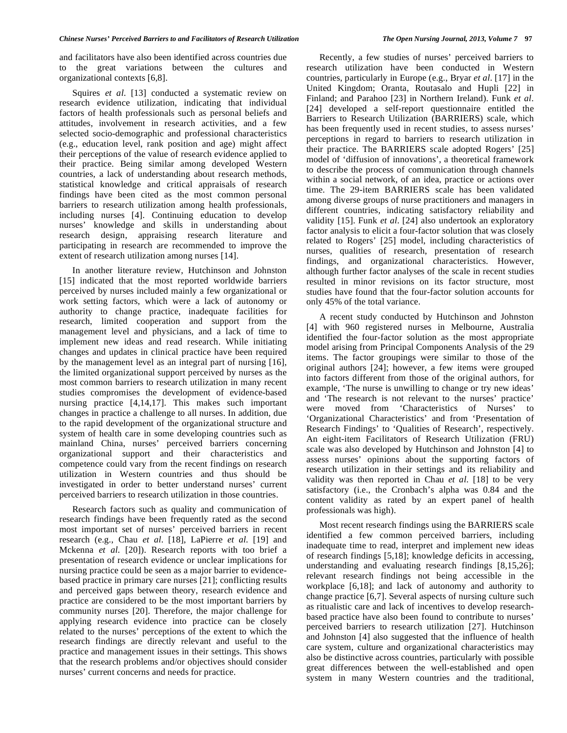and facilitators have also been identified across countries due to the great variations between the cultures and organizational contexts [6,8].

Squires *et al.* [13] conducted a systematic review on research evidence utilization, indicating that individual factors of health professionals such as personal beliefs and attitudes, involvement in research activities, and a few selected socio-demographic and professional characteristics (e.g., education level, rank position and age) might affect their perceptions of the value of research evidence applied to their practice. Being similar among developed Western countries, a lack of understanding about research methods, statistical knowledge and critical appraisals of research findings have been cited as the most common personal barriers to research utilization among health professionals, including nurses [4]. Continuing education to develop nurses' knowledge and skills in understanding about research design, appraising research literature and participating in research are recommended to improve the extent of research utilization among nurses [14].

In another literature review, Hutchinson and Johnston [15] indicated that the most reported worldwide barriers perceived by nurses included mainly a few organizational or work setting factors, which were a lack of autonomy or authority to change practice, inadequate facilities for research, limited cooperation and support from the management level and physicians, and a lack of time to implement new ideas and read research. While initiating changes and updates in clinical practice have been required by the management level as an integral part of nursing [16], the limited organizational support perceived by nurses as the most common barriers to research utilization in many recent studies compromises the development of evidence-based nursing practice [4,14,17]. This makes such important changes in practice a challenge to all nurses. In addition, due to the rapid development of the organizational structure and system of health care in some developing countries such as mainland China, nurses' perceived barriers concerning organizational support and their characteristics and competence could vary from the recent findings on research utilization in Western countries and thus should be investigated in order to better understand nurses' current perceived barriers to research utilization in those countries.

Research factors such as quality and communication of research findings have been frequently rated as the second most important set of nurses' perceived barriers in recent research (e.g., Chau *et al*. [18], LaPierre *et al.* [19] and Mckenna *et al.* [20]). Research reports with too brief a presentation of research evidence or unclear implications for nursing practice could be seen as a major barrier to evidence-based practice in primary care nurses [21]; conflicting results and perceived gaps between theory, research evidence and practice are considered to be the most important barriers by community nurses [20]. Therefore, the major challenge for applying research evidence into practice can be closely related to the nurses' perceptions of the extent to which the research findings are directly relevant and useful to the practice and management issues in their settings. This shows that the research problems and/or objectives should consider nurses' current concerns and needs for practice.

Recently, a few studies of nurses' perceived barriers to research utilization have been conducted in Western countries, particularly in Europe (e.g., Bryar *et al*. [17] in the United Kingdom; Oranta, Routasalo and Hupli [22] in Finland; and Parahoo [23] in Northern Ireland). Funk *et al*. [24] developed a self-report questionnaire entitled the Barriers to Research Utilization (BARRIERS) scale, which has been frequently used in recent studies, to assess nurses' perceptions in regard to barriers to research utilization in their practice. The BARRIERS scale adopted Rogers' [25] model of 'diffusion of innovations', a theoretical framework to describe the process of communication through channels within a social network, of an idea, practice or actions over time. The 29-item BARRIERS scale has been validated among diverse groups of nurse practitioners and managers in different countries, indicating satisfactory reliability and validity [15]. Funk *et al*. [24] also undertook an exploratory factor analysis to elicit a four-factor solution that was closely related to Rogers' [25] model, including characteristics of nurses, qualities of research, presentation of research findings, and organizational characteristics. However, although further factor analyses of the scale in recent studies resulted in minor revisions on its factor structure, most studies have found that the four-factor solution accounts for only 45% of the total variance.

A recent study conducted by Hutchinson and Johnston [4] with 960 registered nurses in Melbourne, Australia identified the four-factor solution as the most appropriate model arising from Principal Components Analysis of the 29 items. The factor groupings were similar to those of the original authors [24]; however, a few items were grouped into factors different from those of the original authors, for example, 'The nurse is unwilling to change or try new ideas' and 'The research is not relevant to the nurses' practice' were moved from 'Characteristics of Nurses' to 'Organizational Characteristics' and from 'Presentation of Research Findings' to 'Qualities of Research', respectively. An eight-item Facilitators of Research Utilization (FRU) scale was also developed by Hutchinson and Johnston [4] to assess nurses' opinions about the supporting factors of research utilization in their settings and its reliability and validity was then reported in Chau *et al.* [18] to be very satisfactory (i.e., the Cronbach's alpha was 0.84 and the content validity as rated by an expert panel of health professionals was high).

Most recent research findings using the BARRIERS scale identified a few common perceived barriers, including inadequate time to read, interpret and implement new ideas of research findings [5,18]; knowledge deficits in accessing, understanding and evaluating research findings [8,15,26]; relevant research findings not being accessible in the workplace [6,18]; and lack of autonomy and authority to change practice [6,7]. Several aspects of nursing culture such as ritualistic care and lack of incentives to develop research-based practice have also been found to contribute to nurses' perceived barriers to research utilization [27]. Hutchinson and Johnston [4] also suggested that the influence of health care system, culture and organizational characteristics may also be distinctive across countries, particularly with possible great differences between the well-established and open system in many Western countries and the traditional,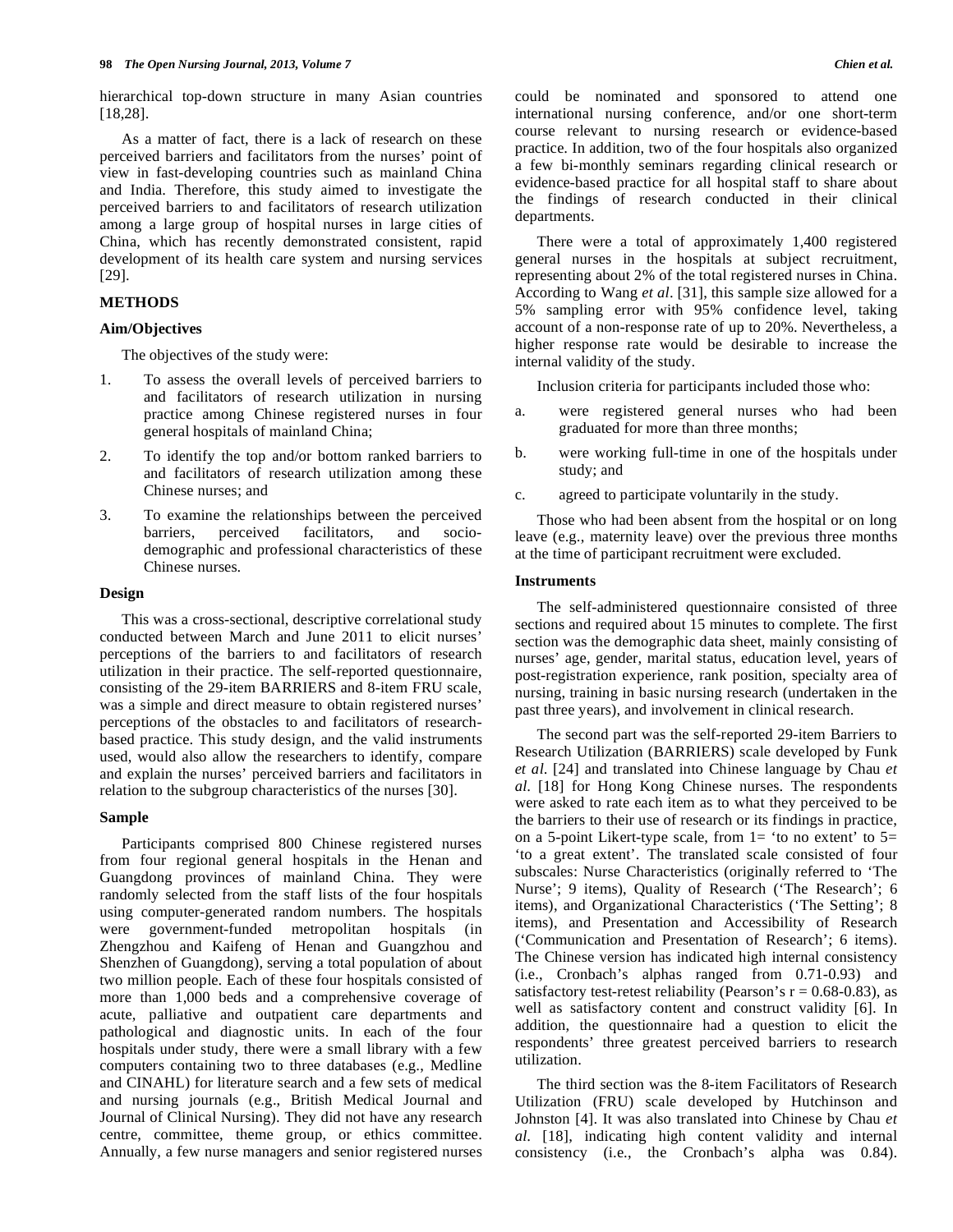hierarchical top-down structure in many Asian countries [18,28].

As a matter of fact, there is a lack of research on these perceived barriers and facilitators from the nurses' point of view in fast-developing countries such as mainland China and India. Therefore, this study aimed to investigate the perceived barriers to and facilitators of research utilization among a large group of hospital nurses in large cities of China, which has recently demonstrated consistent, rapid development of its health care system and nursing services [29].

## METHODS

### Aim/Objectives

The objectives of the study were:

1. To assess the overall levels of perceived barriers to and facilitators of research utilization in nursing practice among Chinese registered nurses in four general hospitals of mainland China;
2. To identify the top and/or bottom ranked barriers to and facilitators of research utilization among these Chinese nurses; and
3. To examine the relationships between the perceived barriers, perceived facilitators, and socio-demographic and professional characteristics of these Chinese nurses.

### Design

This was a cross-sectional, descriptive correlational study conducted between March and June 2011 to elicit nurses' perceptions of the barriers to and facilitators of research utilization in their practice. The self-reported questionnaire, consisting of the 29-item BARRIERS and 8-item FRU scale, was a simple and direct measure to obtain registered nurses' perceptions of the obstacles to and facilitators of research-based practice. This study design, and the valid instruments used, would also allow the researchers to identify, compare and explain the nurses' perceived barriers and facilitators in relation to the subgroup characteristics of the nurses [30].

### Sample

Participants comprised 800 Chinese registered nurses from four regional general hospitals in the Henan and Guangdong provinces of mainland China. They were randomly selected from the staff lists of the four hospitals using computer-generated random numbers. The hospitals were government-funded metropolitan hospitals (in Zhengzhou and Kaifeng of Henan and Guangzhou and Shenzhen of Guangdong), serving a total population of about two million people. Each of these four hospitals consisted of more than 1,000 beds and a comprehensive coverage of acute, palliative and outpatient care departments and pathological and diagnostic units. In each of the four hospitals under study, there were a small library with a few computers containing two to three databases (e.g., Medline and CINAHL) for literature search and a few sets of medical and nursing journals (e.g., British Medical Journal and Journal of Clinical Nursing). They did not have any research centre, committee, theme group, or ethics committee. Annually, a few nurse managers and senior registered nurses could be nominated and sponsored to attend one international nursing conference, and/or one short-term course relevant to nursing research or evidence-based practice. In addition, two of the four hospitals also organized a few bi-monthly seminars regarding clinical research or evidence-based practice for all hospital staff to share about the findings of research conducted in their clinical departments.

There were a total of approximately 1,400 registered general nurses in the hospitals at subject recruitment, representing about 2% of the total registered nurses in China. According to Wang *et al*. [31], this sample size allowed for a 5% sampling error with 95% confidence level, taking account of a non-response rate of up to 20%. Nevertheless, a higher response rate would be desirable to increase the internal validity of the study.

Inclusion criteria for participants included those who:

a. were registered general nurses who had been graduated for more than three months;
b. were working full-time in one of the hospitals under study; and
c. agreed to participate voluntarily in the study.

Those who had been absent from the hospital or on long leave (e.g., maternity leave) over the previous three months at the time of participant recruitment were excluded.

### Instruments

The self-administered questionnaire consisted of three sections and required about 15 minutes to complete. The first section was the demographic data sheet, mainly consisting of nurses' age, gender, marital status, education level, years of post-registration experience, rank position, specialty area of nursing, training in basic nursing research (undertaken in the past three years), and involvement in clinical research.

The second part was the self-reported 29-item Barriers to Research Utilization (BARRIERS) scale developed by Funk *et al.* [24] and translated into Chinese language by Chau *et al.* [18] for Hong Kong Chinese nurses. The respondents were asked to rate each item as to what they perceived to be the barriers to their use of research or its findings in practice, on a 5-point Likert-type scale, from 1= 'to no extent' to 5= 'to a great extent'. The translated scale consisted of four subscales: Nurse Characteristics (originally referred to 'The Nurse'; 9 items), Quality of Research ('The Research'; 6 items), and Organizational Characteristics ('The Setting'; 8 items), and Presentation and Accessibility of Research ('Communication and Presentation of Research'; 6 items). The Chinese version has indicated high internal consistency (i.e., Cronbach's alphas ranged from 0.71-0.93) and satisfactory test-retest reliability (Pearson's $r = 0.68\text{-}0.83$), as well as satisfactory content and construct validity [6]. In addition, the questionnaire had a question to elicit the respondents' three greatest perceived barriers to research utilization.

The third section was the 8-item Facilitators of Research Utilization (FRU) scale developed by Hutchinson and Johnston [4]. It was also translated into Chinese by Chau *et al.* [18], indicating high content validity and internal consistency (i.e., the Cronbach's alpha was 0.84).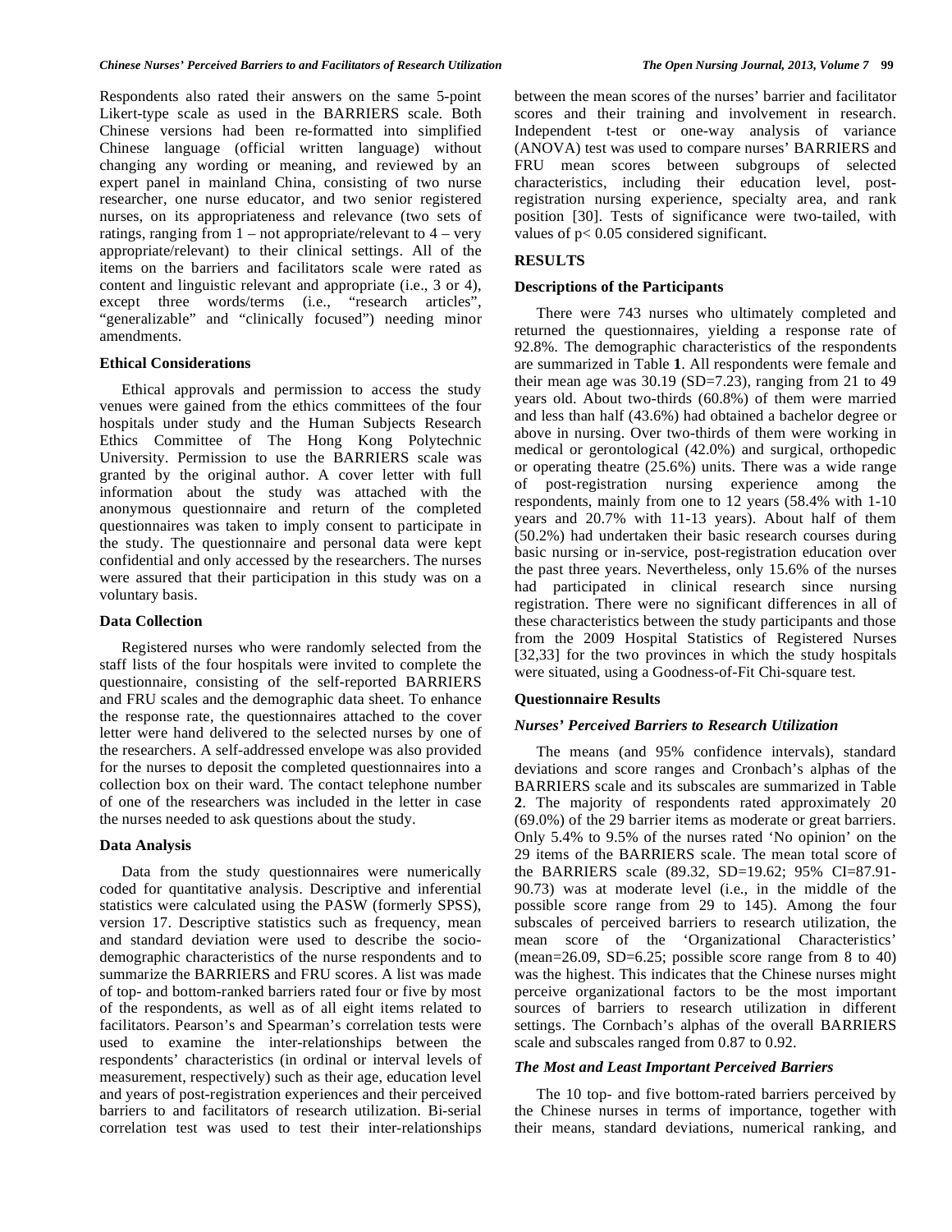Respondents also rated their answers on the same 5-point Likert-type scale as used in the BARRIERS scale. Both Chinese versions had been re-formatted into simplified Chinese language (official written language) without changing any wording or meaning, and reviewed by an expert panel in mainland China, consisting of two nurse researcher, one nurse educator, and two senior registered nurses, on its appropriateness and relevance (two sets of ratings, ranging from 1 – not appropriate/relevant to 4 – very appropriate/relevant) to their clinical settings. All of the items on the barriers and facilitators scale were rated as content and linguistic relevant and appropriate (i.e., 3 or 4), except three words/terms (i.e., "research articles", "generalizable" and "clinically focused") needing minor amendments.

### Ethical Considerations

Ethical approvals and permission to access the study venues were gained from the ethics committees of the four hospitals under study and the Human Subjects Research Ethics Committee of The Hong Kong Polytechnic University. Permission to use the BARRIERS scale was granted by the original author. A cover letter with full information about the study was attached with the anonymous questionnaire and return of the completed questionnaires was taken to imply consent to participate in the study. The questionnaire and personal data were kept confidential and only accessed by the researchers. The nurses were assured that their participation in this study was on a voluntary basis.

### Data Collection

Registered nurses who were randomly selected from the staff lists of the four hospitals were invited to complete the questionnaire, consisting of the self-reported BARRIERS and FRU scales and the demographic data sheet. To enhance the response rate, the questionnaires attached to the cover letter were hand delivered to the selected nurses by one of the researchers. A self-addressed envelope was also provided for the nurses to deposit the completed questionnaires into a collection box on their ward. The contact telephone number of one of the researchers was included in the letter in case the nurses needed to ask questions about the study.

### Data Analysis

Data from the study questionnaires were numerically coded for quantitative analysis. Descriptive and inferential statistics were calculated using the PASW (formerly SPSS), version 17. Descriptive statistics such as frequency, mean and standard deviation were used to describe the socio-demographic characteristics of the nurse respondents and to summarize the BARRIERS and FRU scores. A list was made of top- and bottom-ranked barriers rated four or five by most of the respondents, as well as of all eight items related to facilitators. Pearson's and Spearman's correlation tests were used to examine the inter-relationships between the respondents' characteristics (in ordinal or interval levels of measurement, respectively) such as their age, education level and years of post-registration experiences and their perceived barriers to and facilitators of research utilization. Bi-serial correlation test was used to test their inter-relationships between the mean scores of the nurses' barrier and facilitator scores and their training and involvement in research. Independent t-test or one-way analysis of variance (ANOVA) test was used to compare nurses' BARRIERS and FRU mean scores between subgroups of selected characteristics, including their education level, post-registration nursing experience, specialty area, and rank position [30]. Tests of significance were two-tailed, with values of $p < 0.05$ considered significant.

## RESULTS

### Descriptions of the Participants

There were 743 nurses who ultimately completed and returned the questionnaires, yielding a response rate of 92.8%. The demographic characteristics of the respondents are summarized in Table **1**. All respondents were female and their mean age was 30.19 (SD=7.23), ranging from 21 to 49 years old. About two-thirds (60.8%) of them were married and less than half (43.6%) had obtained a bachelor degree or above in nursing. Over two-thirds of them were working in medical or gerontological (42.0%) and surgical, orthopedic or operating theatre (25.6%) units. There was a wide range of post-registration nursing experience among the respondents, mainly from one to 12 years (58.4% with 1-10 years and 20.7% with 11-13 years). About half of them (50.2%) had undertaken their basic research courses during basic nursing or in-service, post-registration education over the past three years. Nevertheless, only 15.6% of the nurses had participated in clinical research since nursing registration. There were no significant differences in all of these characteristics between the study participants and those from the 2009 Hospital Statistics of Registered Nurses [32,33] for the two provinces in which the study hospitals were situated, using a Goodness-of-Fit Chi-square test.

### Questionnaire Results

#### *Nurses' Perceived Barriers to Research Utilization*

The means (and 95% confidence intervals), standard deviations and score ranges and Cronbach's alphas of the BARRIERS scale and its subscales are summarized in Table **2**. The majority of respondents rated approximately 20 (69.0%) of the 29 barrier items as moderate or great barriers. Only 5.4% to 9.5% of the nurses rated 'No opinion' on the 29 items of the BARRIERS scale. The mean total score of the BARRIERS scale (89.32, SD=19.62; 95% CI=87.91-90.73) was at moderate level (i.e., in the middle of the possible score range from 29 to 145). Among the four subscales of perceived barriers to research utilization, the mean score of the 'Organizational Characteristics' (mean=26.09, SD=6.25; possible score range from 8 to 40) was the highest. This indicates that the Chinese nurses might perceive organizational factors to be the most important sources of barriers to research utilization in different settings. The Cornbach's alphas of the overall BARRIERS scale and subscales ranged from 0.87 to 0.92.

#### *The Most and Least Important Perceived Barriers*

The 10 top- and five bottom-rated barriers perceived by the Chinese nurses in terms of importance, together with their means, standard deviations, numerical ranking, and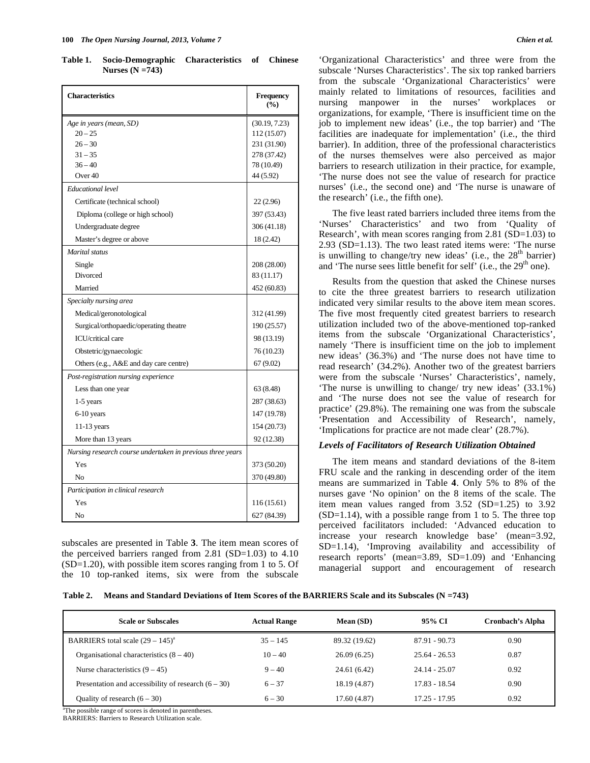**Table 1. Socio-Demographic Characteristics of Chinese Nurses (N =743)**

| Characteristics | Frequency (%) |
|---|---|
| *Age in years (mean, SD)* | (30.19, 7.23) |
| 20 – 25 | 112 (15.07) |
| 26 – 30 | 231 (31.90) |
| 31 – 35 | 278 (37.42) |
| 36 – 40 | 78 (10.49) |
| Over 40 | 44 (5.92) |
| *Educational level* | |
| Certificate (technical school) | 22 (2.96) |
| Diploma (college or high school) | 397 (53.43) |
| Undergraduate degree | 306 (41.18) |
| Master's degree or above | 18 (2.42) |
| *Marital status* | |
| Single | 208 (28.00) |
| Divorced | 83 (11.17) |
| Married | 452 (60.83) |
| *Specialty nursing area* | |
| Medical/gerontological | 312 (41.99) |
| Surgical/orthopaedic/operating theatre | 190 (25.57) |
| ICU/critical care | 98 (13.19) |
| Obstetric/gynaecologic | 76 (10.23) |
| Others (e.g., A&E and day care centre) | 67 (9.02) |
| *Post-registration nursing experience* | |
| Less than one year | 63 (8.48) |
| 1-5 years | 287 (38.63) |
| 6-10 years | 147 (19.78) |
| 11-13 years | 154 (20.73) |
| More than 13 years | 92 (12.38) |
| *Nursing research course undertaken in previous three years* | |
| Yes | 373 (50.20) |
| No | 370 (49.80) |
| *Participation in clinical research* | |
| Yes | 116 (15.61) |
| No | 627 (84.39) |

subscales are presented in Table **3**. The item mean scores of the perceived barriers ranged from 2.81 (SD=1.03) to 4.10 (SD=1.20), with possible item scores ranging from 1 to 5. Of the 10 top-ranked items, six were from the subscale 'Organizational Characteristics' and three were from the subscale 'Nurses Characteristics'. The six top ranked barriers from the subscale 'Organizational Characteristics' were mainly related to limitations of resources, facilities and nursing manpower in the nurses' workplaces or organizations, for example, 'There is insufficient time on the job to implement new ideas' (i.e., the top barrier) and 'The facilities are inadequate for implementation' (i.e., the third barrier). In addition, three of the professional characteristics of the nurses themselves were also perceived as major barriers to research utilization in their practice, for example, 'The nurse does not see the value of research for practice nurses' (i.e., the second one) and 'The nurse is unaware of the research' (i.e., the fifth one).

The five least rated barriers included three items from the 'Nurses' Characteristics' and two from 'Quality of Research', with mean scores ranging from 2.81 (SD=1.03) to 2.93 (SD=1.13). The two least rated items were: 'The nurse is unwilling to change/try new ideas' (i.e., the 28th barrier) and 'The nurse sees little benefit for self' (i.e., the 29th one).

Results from the question that asked the Chinese nurses to cite the three greatest barriers to research utilization indicated very similar results to the above item mean scores. The five most frequently cited greatest barriers to research utilization included two of the above-mentioned top-ranked items from the subscale 'Organizational Characteristics', namely 'There is insufficient time on the job to implement new ideas' (36.3%) and 'The nurse does not have time to read research' (34.2%). Another two of the greatest barriers were from the subscale 'Nurses' Characteristics', namely, 'The nurse is unwilling to change/ try new ideas' (33.1%) and 'The nurse does not see the value of research for practice' (29.8%). The remaining one was from the subscale 'Presentation and Accessibility of Research', namely, 'Implications for practice are not made clear' (28.7%).

### *Levels of Facilitators of Research Utilization Obtained*

The item means and standard deviations of the 8-item FRU scale and the ranking in descending order of the item means are summarized in Table **4**. Only 5% to 8% of the nurses gave 'No opinion' on the 8 items of the scale. The item mean values ranged from 3.52 (SD=1.25) to 3.92 (SD=1.14), with a possible range from 1 to 5. The three top perceived facilitators included: 'Advanced education to increase your research knowledge base' (mean=3.92, SD=1.14), 'Improving availability and accessibility of research reports' (mean=3.89, SD=1.09) and 'Enhancing managerial support and encouragement of research

**Table 2. Means and Standard Deviations of Item Scores of the BARRIERS Scale and its Subscales (N =743)**

| Scale or Subscales | Actual Range | Mean (SD) | 95% CI | Cronbach's Alpha |
|---|---|---|---|---|
| BARRIERS total scale (29 – 145)[a] | 35 – 145 | 89.32 (19.62) | 87.91 - 90.73 | 0.90 |
| Organisational characteristics (8 – 40) | 10 – 40 | 26.09 (6.25) | 25.64 - 26.53 | 0.87 |
| Nurse characteristics (9 – 45) | 9 – 40 | 24.61 (6.42) | 24.14 - 25.07 | 0.92 |
| Presentation and accessibility of research (6 – 30) | 6 – 37 | 18.19 (4.87) | 17.83 - 18.54 | 0.90 |
| Quality of research (6 – 30) | 6 – 30 | 17.60 (4.87) | 17.25 - 17.95 | 0.92 |

[a]The possible range of scores is denoted in parentheses.
BARRIERS: Barriers to Research Utilization scale.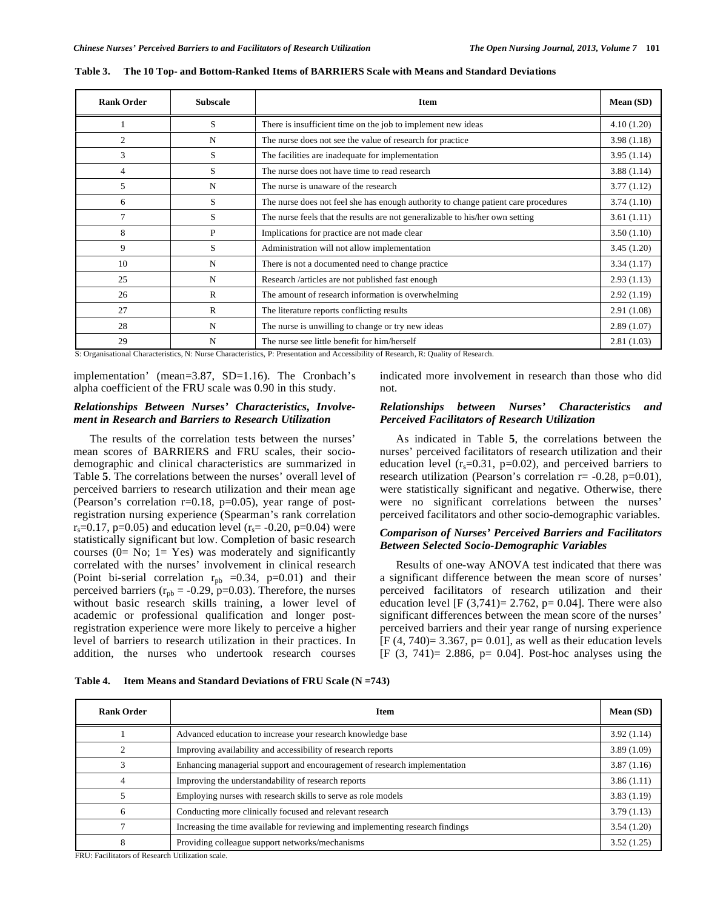**Table 3. The 10 Top- and Bottom-Ranked Items of BARRIERS Scale with Means and Standard Deviations**

| Rank Order | Subscale | Item | Mean (SD) |
|---|---|---|---|
| 1 | S | There is insufficient time on the job to implement new ideas | 4.10 (1.20) |
| 2 | N | The nurse does not see the value of research for practice | 3.98 (1.18) |
| 3 | S | The facilities are inadequate for implementation | 3.95 (1.14) |
| 4 | S | The nurse does not have time to read research | 3.88 (1.14) |
| 5 | N | The nurse is unaware of the research | 3.77 (1.12) |
| 6 | S | The nurse does not feel she has enough authority to change patient care procedures | 3.74 (1.10) |
| 7 | S | The nurse feels that the results are not generalizable to his/her own setting | 3.61 (1.11) |
| 8 | P | Implications for practice are not made clear | 3.50 (1.10) |
| 9 | S | Administration will not allow implementation | 3.45 (1.20) |
| 10 | N | There is not a documented need to change practice | 3.34 (1.17) |
| 25 | N | Research /articles are not published fast enough | 2.93 (1.13) |
| 26 | R | The amount of research information is overwhelming | 2.92 (1.19) |
| 27 | R | The literature reports conflicting results | 2.91 (1.08) |
| 28 | N | The nurse is unwilling to change or try new ideas | 2.89 (1.07) |
| 29 | N | The nurse see little benefit for him/herself | 2.81 (1.03) |

S: Organisational Characteristics, N: Nurse Characteristics, P: Presentation and Accessibility of Research, R: Quality of Research.

implementation' (mean=3.87, SD=1.16). The Cronbach's alpha coefficient of the FRU scale was 0.90 in this study.

### *Relationships Between Nurses' Characteristics, Involvement in Research and Barriers to Research Utilization*

The results of the correlation tests between the nurses' mean scores of BARRIERS and FRU scales, their socio-demographic and clinical characteristics are summarized in Table **5**. The correlations between the nurses' overall level of perceived barriers to research utilization and their mean age (Pearson's correlation r=0.18, p=0.05), year range of post-registration nursing experience (Spearman's rank correlation $r_s$=0.17, p=0.05) and education level ($r_s$= -0.20, p=0.04) were statistically significant but low. Completion of basic research courses (0= No; 1= Yes) was moderately and significantly correlated with the nurses' involvement in clinical research (Point bi-serial correlation $r_{pb}$ =0.34, p=0.01) and their perceived barriers ($r_{pb}$ = -0.29, p=0.03). Therefore, the nurses without basic research skills training, a lower level of academic or professional qualification and longer post-registration experience were more likely to perceive a higher level of barriers to research utilization in their practices. In addition, the nurses who undertook research courses indicated more involvement in research than those who did not.

### *Relationships between Nurses' Characteristics and Perceived Facilitators of Research Utilization*

As indicated in Table **5**, the correlations between the nurses' perceived facilitators of research utilization and their education level ($r_s$=0.31, p=0.02), and perceived barriers to research utilization (Pearson's correlation r= -0.28, p=0.01), were statistically significant and negative. Otherwise, there were no significant correlations between the nurses' perceived facilitators and other socio-demographic variables.

### *Comparison of Nurses' Perceived Barriers and Facilitators Between Selected Socio-Demographic Variables*

Results of one-way ANOVA test indicated that there was a significant difference between the mean score of nurses' perceived facilitators of research utilization and their education level [F (3,741)= 2.762, p= 0.04]. There were also significant differences between the mean score of the nurses' perceived barriers and their year range of nursing experience [F (4, 740)= 3.367, p= 0.01], as well as their education levels [F (3, 741)= 2.886, p= 0.04]. Post-hoc analyses using the

**Table 4. Item Means and Standard Deviations of FRU Scale (N =743)**

| Rank Order | Item | Mean (SD) |
|---|---|---|
| 1 | Advanced education to increase your research knowledge base | 3.92 (1.14) |
| 2 | Improving availability and accessibility of research reports | 3.89 (1.09) |
| 3 | Enhancing managerial support and encouragement of research implementation | 3.87 (1.16) |
| 4 | Improving the understandability of research reports | 3.86 (1.11) |
| 5 | Employing nurses with research skills to serve as role models | 3.83 (1.19) |
| 6 | Conducting more clinically focused and relevant research | 3.79 (1.13) |
| 7 | Increasing the time available for reviewing and implementing research findings | 3.54 (1.20) |
| 8 | Providing colleague support networks/mechanisms | 3.52 (1.25) |

FRU: Facilitators of Research Utilization scale.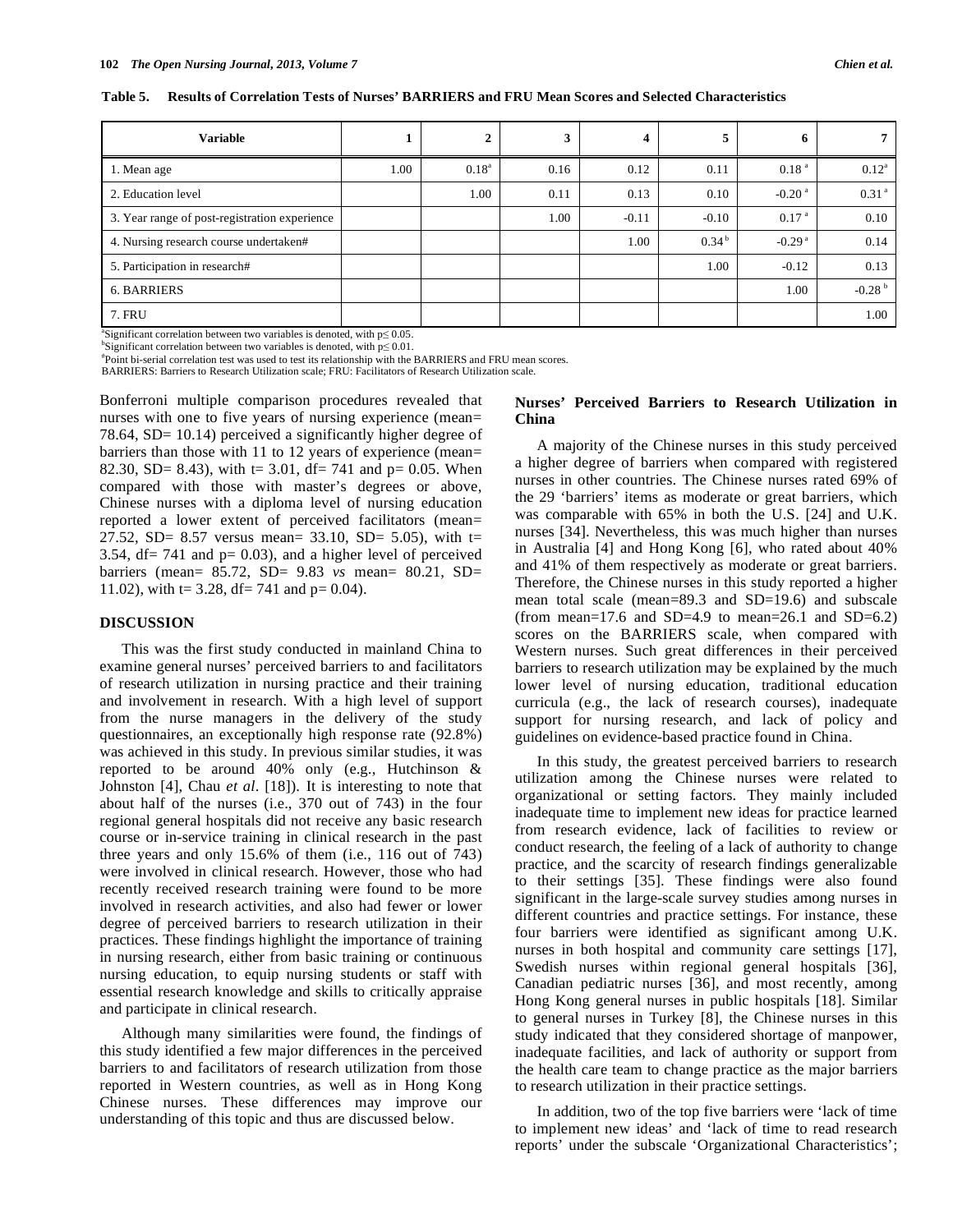**Table 5. Results of Correlation Tests of Nurses' BARRIERS and FRU Mean Scores and Selected Characteristics**

| Variable | 1 | 2 | 3 | 4 | 5 | 6 | 7 |
|---|---|---|---|---|---|---|---|
| 1. Mean age | 1.00 | 0.18[a] | 0.16 | 0.12 | 0.11 | 0.18 [a] | 0.12[a] |
| 2. Education level | | 1.00 | 0.11 | 0.13 | 0.10 | -0.20 [a] | 0.31 [a] |
| 3. Year range of post-registration experience | | | 1.00 | -0.11 | -0.10 | 0.17 [a] | 0.10 |
| 4. Nursing research course undertaken# | | | | 1.00 | 0.34 [b] | -0.29 [a] | 0.14 |
| 5. Participation in research# | | | | | 1.00 | -0.12 | 0.13 |
| 6. BARRIERS | | | | | | 1.00 | -0.28 [b] |
| 7. FRU | | | | | | | 1.00 |

[a]Significant correlation between two variables is denoted, with $p \leq 0.05$.
[b]Significant correlation between two variables is denoted, with $p \leq 0.01$.
#Point bi-serial correlation test was used to test its relationship with the BARRIERS and FRU mean scores.
BARRIERS: Barriers to Research Utilization scale; FRU: Facilitators of Research Utilization scale.

Bonferroni multiple comparison procedures revealed that nurses with one to five years of nursing experience (mean= 78.64, SD= 10.14) perceived a significantly higher degree of barriers than those with 11 to 12 years of experience (mean= 82.30, SD= 8.43), with t= 3.01, df= 741 and p= 0.05. When compared with those with master's degrees or above, Chinese nurses with a diploma level of nursing education reported a lower extent of perceived facilitators (mean= 27.52, SD= 8.57 versus mean= 33.10, SD= 5.05), with t= 3.54, df= 741 and p= 0.03), and a higher level of perceived barriers (mean= 85.72, SD= 9.83 *vs* mean= 80.21, SD= 11.02), with t= 3.28, df= 741 and p= 0.04).

## DISCUSSION

This was the first study conducted in mainland China to examine general nurses' perceived barriers to and facilitators of research utilization in nursing practice and their training and involvement in research. With a high level of support from the nurse managers in the delivery of the study questionnaires, an exceptionally high response rate (92.8%) was achieved in this study. In previous similar studies, it was reported to be around 40% only (e.g., Hutchinson & Johnston [4], Chau *et al*. [18]). It is interesting to note that about half of the nurses (i.e., 370 out of 743) in the four regional general hospitals did not receive any basic research course or in-service training in clinical research in the past three years and only 15.6% of them (i.e., 116 out of 743) were involved in clinical research. However, those who had recently received research training were found to be more involved in research activities, and also had fewer or lower degree of perceived barriers to research utilization in their practices. These findings highlight the importance of training in nursing research, either from basic training or continuous nursing education, to equip nursing students or staff with essential research knowledge and skills to critically appraise and participate in clinical research.

Although many similarities were found, the findings of this study identified a few major differences in the perceived barriers to and facilitators of research utilization from those reported in Western countries, as well as in Hong Kong Chinese nurses. These differences may improve our understanding of this topic and thus are discussed below.

### Nurses' Perceived Barriers to Research Utilization in China

A majority of the Chinese nurses in this study perceived a higher degree of barriers when compared with registered nurses in other countries. The Chinese nurses rated 69% of the 29 'barriers' items as moderate or great barriers, which was comparable with 65% in both the U.S. [24] and U.K. nurses [34]. Nevertheless, this was much higher than nurses in Australia [4] and Hong Kong [6], who rated about 40% and 41% of them respectively as moderate or great barriers. Therefore, the Chinese nurses in this study reported a higher mean total scale (mean=89.3 and SD=19.6) and subscale (from mean=17.6 and SD=4.9 to mean=26.1 and SD=6.2) scores on the BARRIERS scale, when compared with Western nurses. Such great differences in their perceived barriers to research utilization may be explained by the much lower level of nursing education, traditional education curricula (e.g., the lack of research courses), inadequate support for nursing research, and lack of policy and guidelines on evidence-based practice found in China.

In this study, the greatest perceived barriers to research utilization among the Chinese nurses were related to organizational or setting factors. They mainly included inadequate time to implement new ideas for practice learned from research evidence, lack of facilities to review or conduct research, the feeling of a lack of authority to change practice, and the scarcity of research findings generalizable to their settings [35]. These findings were also found significant in the large-scale survey studies among nurses in different countries and practice settings. For instance, these four barriers were identified as significant among U.K. nurses in both hospital and community care settings [17], Swedish nurses within regional general hospitals [36], Canadian pediatric nurses [36], and most recently, among Hong Kong general nurses in public hospitals [18]. Similar to general nurses in Turkey [8], the Chinese nurses in this study indicated that they considered shortage of manpower, inadequate facilities, and lack of authority or support from the health care team to change practice as the major barriers to research utilization in their practice settings.

In addition, two of the top five barriers were 'lack of time to implement new ideas' and 'lack of time to read research reports' under the subscale 'Organizational Characteristics';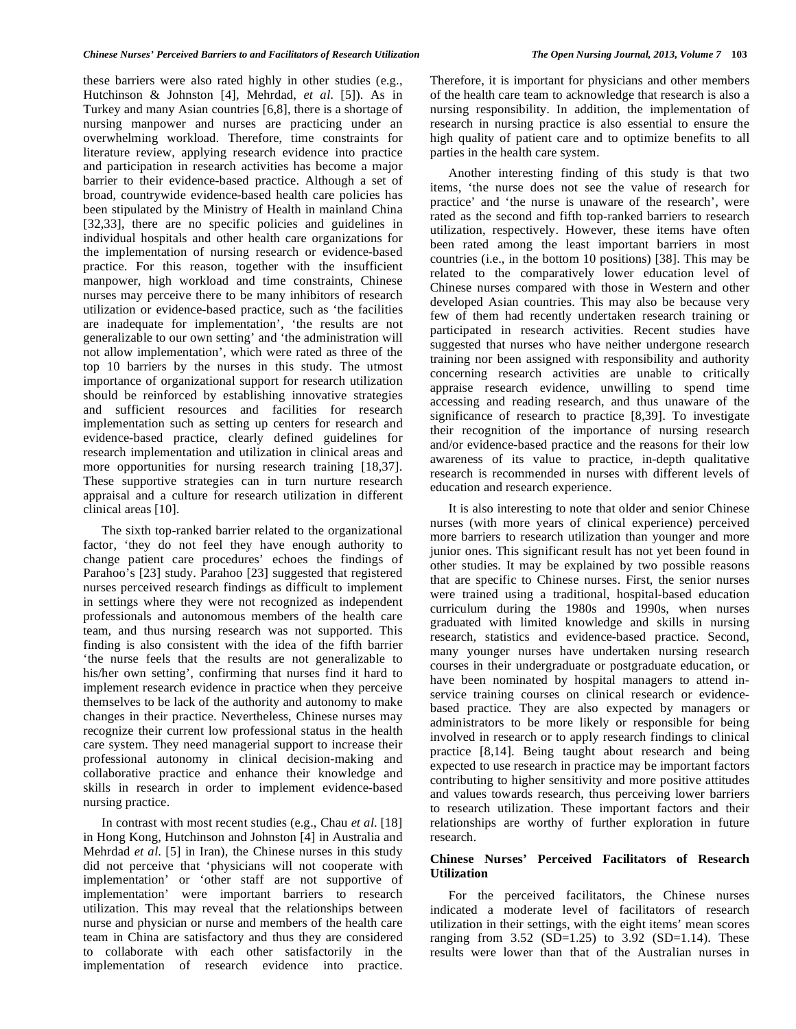these barriers were also rated highly in other studies (e.g., Hutchinson & Johnston [4], Mehrdad, *et al.* [5]). As in Turkey and many Asian countries [6,8], there is a shortage of nursing manpower and nurses are practicing under an overwhelming workload. Therefore, time constraints for literature review, applying research evidence into practice and participation in research activities has become a major barrier to their evidence-based practice. Although a set of broad, countrywide evidence-based health care policies has been stipulated by the Ministry of Health in mainland China [32,33], there are no specific policies and guidelines in individual hospitals and other health care organizations for the implementation of nursing research or evidence-based practice. For this reason, together with the insufficient manpower, high workload and time constraints, Chinese nurses may perceive there to be many inhibitors of research utilization or evidence-based practice, such as 'the facilities are inadequate for implementation', 'the results are not generalizable to our own setting' and 'the administration will not allow implementation', which were rated as three of the top 10 barriers by the nurses in this study. The utmost importance of organizational support for research utilization should be reinforced by establishing innovative strategies and sufficient resources and facilities for research implementation such as setting up centers for research and evidence-based practice, clearly defined guidelines for research implementation and utilization in clinical areas and more opportunities for nursing research training [18,37]. These supportive strategies can in turn nurture research appraisal and a culture for research utilization in different clinical areas [10].

The sixth top-ranked barrier related to the organizational factor, 'they do not feel they have enough authority to change patient care procedures' echoes the findings of Parahoo's [23] study. Parahoo [23] suggested that registered nurses perceived research findings as difficult to implement in settings where they were not recognized as independent professionals and autonomous members of the health care team, and thus nursing research was not supported. This finding is also consistent with the idea of the fifth barrier 'the nurse feels that the results are not generalizable to his/her own setting', confirming that nurses find it hard to implement research evidence in practice when they perceive themselves to be lack of the authority and autonomy to make changes in their practice. Nevertheless, Chinese nurses may recognize their current low professional status in the health care system. They need managerial support to increase their professional autonomy in clinical decision-making and collaborative practice and enhance their knowledge and skills in research in order to implement evidence-based nursing practice.

In contrast with most recent studies (e.g., Chau *et al.* [18] in Hong Kong, Hutchinson and Johnston [4] in Australia and Mehrdad *et al.* [5] in Iran), the Chinese nurses in this study did not perceive that 'physicians will not cooperate with implementation' or 'other staff are not supportive of implementation' were important barriers to research utilization. This may reveal that the relationships between nurse and physician or nurse and members of the health care team in China are satisfactory and thus they are considered to collaborate with each other satisfactorily in the implementation of research evidence into practice. Therefore, it is important for physicians and other members of the health care team to acknowledge that research is also a nursing responsibility. In addition, the implementation of research in nursing practice is also essential to ensure the high quality of patient care and to optimize benefits to all parties in the health care system.

Another interesting finding of this study is that two items, 'the nurse does not see the value of research for practice' and 'the nurse is unaware of the research', were rated as the second and fifth top-ranked barriers to research utilization, respectively. However, these items have often been rated among the least important barriers in most countries (i.e., in the bottom 10 positions) [38]. This may be related to the comparatively lower education level of Chinese nurses compared with those in Western and other developed Asian countries. This may also be because very few of them had recently undertaken research training or participated in research activities. Recent studies have suggested that nurses who have neither undergone research training nor been assigned with responsibility and authority concerning research activities are unable to critically appraise research evidence, unwilling to spend time accessing and reading research, and thus unaware of the significance of research to practice [8,39]. To investigate their recognition of the importance of nursing research and/or evidence-based practice and the reasons for their low awareness of its value to practice, in-depth qualitative research is recommended in nurses with different levels of education and research experience.

It is also interesting to note that older and senior Chinese nurses (with more years of clinical experience) perceived more barriers to research utilization than younger and more junior ones. This significant result has not yet been found in other studies. It may be explained by two possible reasons that are specific to Chinese nurses. First, the senior nurses were trained using a traditional, hospital-based education curriculum during the 1980s and 1990s, when nurses graduated with limited knowledge and skills in nursing research, statistics and evidence-based practice. Second, many younger nurses have undertaken nursing research courses in their undergraduate or postgraduate education, or have been nominated by hospital managers to attend in-service training courses on clinical research or evidence-based practice. They are also expected by managers or administrators to be more likely or responsible for being involved in research or to apply research findings to clinical practice [8,14]. Being taught about research and being expected to use research in practice may be important factors contributing to higher sensitivity and more positive attitudes and values towards research, thus perceiving lower barriers to research utilization. These important factors and their relationships are worthy of further exploration in future research.

**Chinese Nurses' Perceived Facilitators of Research Utilization**

For the perceived facilitators, the Chinese nurses indicated a moderate level of facilitators of research utilization in their settings, with the eight items' mean scores ranging from 3.52 (SD=1.25) to 3.92 (SD=1.14). These results were lower than that of the Australian nurses in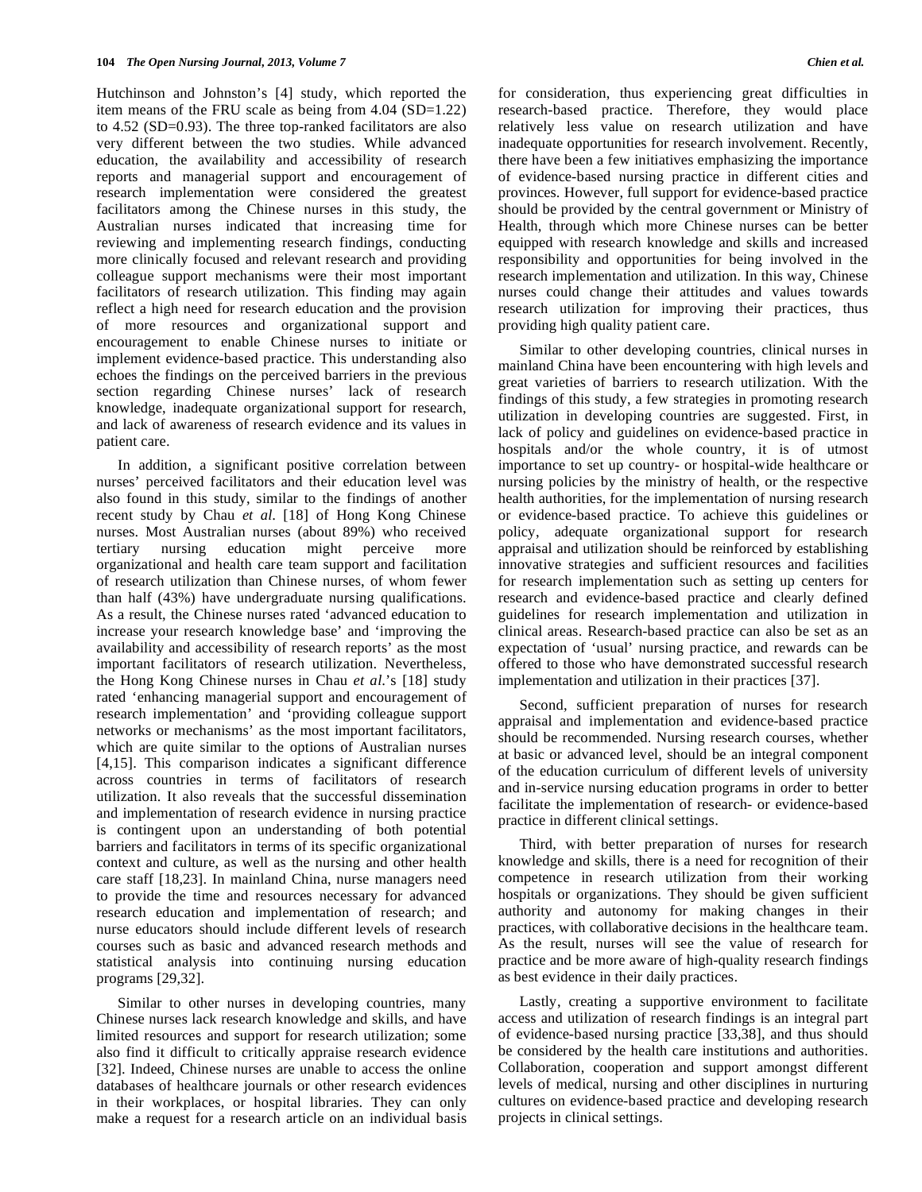Hutchinson and Johnston's [4] study, which reported the item means of the FRU scale as being from 4.04 (SD=1.22) to 4.52 (SD=0.93). The three top-ranked facilitators are also very different between the two studies. While advanced education, the availability and accessibility of research reports and managerial support and encouragement of research implementation were considered the greatest facilitators among the Chinese nurses in this study, the Australian nurses indicated that increasing time for reviewing and implementing research findings, conducting more clinically focused and relevant research and providing colleague support mechanisms were their most important facilitators of research utilization. This finding may again reflect a high need for research education and the provision of more resources and organizational support and encouragement to enable Chinese nurses to initiate or implement evidence-based practice. This understanding also echoes the findings on the perceived barriers in the previous section regarding Chinese nurses' lack of research knowledge, inadequate organizational support for research, and lack of awareness of research evidence and its values in patient care.

In addition, a significant positive correlation between nurses' perceived facilitators and their education level was also found in this study, similar to the findings of another recent study by Chau *et al.* [18] of Hong Kong Chinese nurses. Most Australian nurses (about 89%) who received tertiary nursing education might perceive more organizational and health care team support and facilitation of research utilization than Chinese nurses, of whom fewer than half (43%) have undergraduate nursing qualifications. As a result, the Chinese nurses rated 'advanced education to increase your research knowledge base' and 'improving the availability and accessibility of research reports' as the most important facilitators of research utilization. Nevertheless, the Hong Kong Chinese nurses in Chau *et al.*'s [18] study rated 'enhancing managerial support and encouragement of research implementation' and 'providing colleague support networks or mechanisms' as the most important facilitators, which are quite similar to the options of Australian nurses [4,15]. This comparison indicates a significant difference across countries in terms of facilitators of research utilization. It also reveals that the successful dissemination and implementation of research evidence in nursing practice is contingent upon an understanding of both potential barriers and facilitators in terms of its specific organizational context and culture, as well as the nursing and other health care staff [18,23]. In mainland China, nurse managers need to provide the time and resources necessary for advanced research education and implementation of research; and nurse educators should include different levels of research courses such as basic and advanced research methods and statistical analysis into continuing nursing education programs [29,32].

Similar to other nurses in developing countries, many Chinese nurses lack research knowledge and skills, and have limited resources and support for research utilization; some also find it difficult to critically appraise research evidence [32]. Indeed, Chinese nurses are unable to access the online databases of healthcare journals or other research evidences in their workplaces, or hospital libraries. They can only make a request for a research article on an individual basis for consideration, thus experiencing great difficulties in research-based practice. Therefore, they would place relatively less value on research utilization and have inadequate opportunities for research involvement. Recently, there have been a few initiatives emphasizing the importance of evidence-based nursing practice in different cities and provinces. However, full support for evidence-based practice should be provided by the central government or Ministry of Health, through which more Chinese nurses can be better equipped with research knowledge and skills and increased responsibility and opportunities for being involved in the research implementation and utilization. In this way, Chinese nurses could change their attitudes and values towards research utilization for improving their practices, thus providing high quality patient care.

Similar to other developing countries, clinical nurses in mainland China have been encountering with high levels and great varieties of barriers to research utilization. With the findings of this study, a few strategies in promoting research utilization in developing countries are suggested. First, in lack of policy and guidelines on evidence-based practice in hospitals and/or the whole country, it is of utmost importance to set up country- or hospital-wide healthcare or nursing policies by the ministry of health, or the respective health authorities, for the implementation of nursing research or evidence-based practice. To achieve this guidelines or policy, adequate organizational support for research appraisal and utilization should be reinforced by establishing innovative strategies and sufficient resources and facilities for research implementation such as setting up centers for research and evidence-based practice and clearly defined guidelines for research implementation and utilization in clinical areas. Research-based practice can also be set as an expectation of 'usual' nursing practice, and rewards can be offered to those who have demonstrated successful research implementation and utilization in their practices [37].

Second, sufficient preparation of nurses for research appraisal and implementation and evidence-based practice should be recommended. Nursing research courses, whether at basic or advanced level, should be an integral component of the education curriculum of different levels of university and in-service nursing education programs in order to better facilitate the implementation of research- or evidence-based practice in different clinical settings.

Third, with better preparation of nurses for research knowledge and skills, there is a need for recognition of their competence in research utilization from their working hospitals or organizations. They should be given sufficient authority and autonomy for making changes in their practices, with collaborative decisions in the healthcare team. As the result, nurses will see the value of research for practice and be more aware of high-quality research findings as best evidence in their daily practices.

Lastly, creating a supportive environment to facilitate access and utilization of research findings is an integral part of evidence-based nursing practice [33,38], and thus should be considered by the health care institutions and authorities. Collaboration, cooperation and support amongst different levels of medical, nursing and other disciplines in nurturing cultures on evidence-based practice and developing research projects in clinical settings.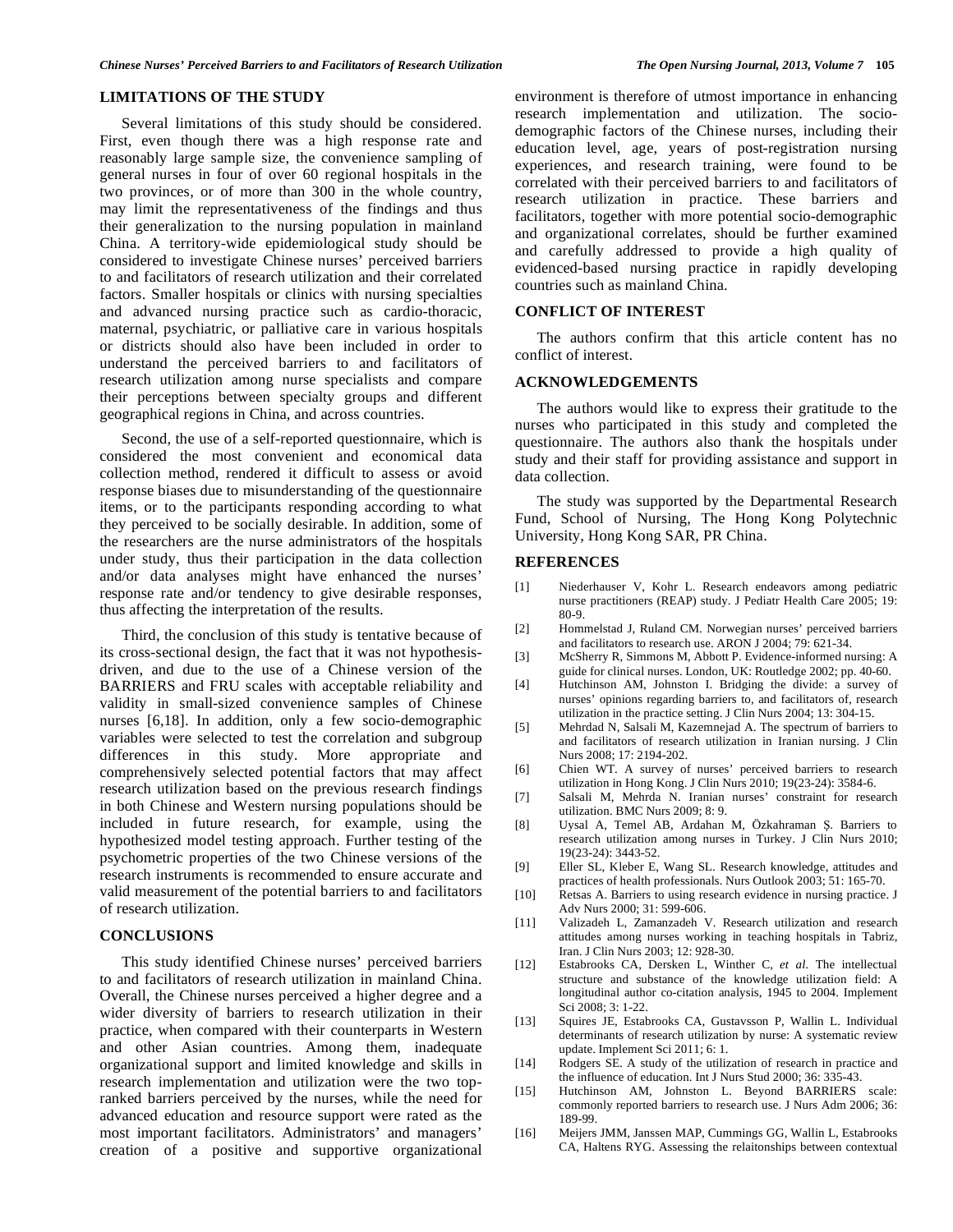## LIMITATIONS OF THE STUDY

Several limitations of this study should be considered. First, even though there was a high response rate and reasonably large sample size, the convenience sampling of general nurses in four of over 60 regional hospitals in the two provinces, or of more than 300 in the whole country, may limit the representativeness of the findings and thus their generalization to the nursing population in mainland China. A territory-wide epidemiological study should be considered to investigate Chinese nurses' perceived barriers to and facilitators of research utilization and their correlated factors. Smaller hospitals or clinics with nursing specialties and advanced nursing practice such as cardio-thoracic, maternal, psychiatric, or palliative care in various hospitals or districts should also have been included in order to understand the perceived barriers to and facilitators of research utilization among nurse specialists and compare their perceptions between specialty groups and different geographical regions in China, and across countries.

Second, the use of a self-reported questionnaire, which is considered the most convenient and economical data collection method, rendered it difficult to assess or avoid response biases due to misunderstanding of the questionnaire items, or to the participants responding according to what they perceived to be socially desirable. In addition, some of the researchers are the nurse administrators of the hospitals under study, thus their participation in the data collection and/or data analyses might have enhanced the nurses' response rate and/or tendency to give desirable responses, thus affecting the interpretation of the results.

Third, the conclusion of this study is tentative because of its cross-sectional design, the fact that it was not hypothesis-driven, and due to the use of a Chinese version of the BARRIERS and FRU scales with acceptable reliability and validity in small-sized convenience samples of Chinese nurses [6,18]. In addition, only a few socio-demographic variables were selected to test the correlation and subgroup differences in this study. More appropriate and comprehensively selected potential factors that may affect research utilization based on the previous research findings in both Chinese and Western nursing populations should be included in future research, for example, using the hypothesized model testing approach. Further testing of the psychometric properties of the two Chinese versions of the research instruments is recommended to ensure accurate and valid measurement of the potential barriers to and facilitators of research utilization.

## CONCLUSIONS

This study identified Chinese nurses' perceived barriers to and facilitators of research utilization in mainland China. Overall, the Chinese nurses perceived a higher degree and a wider diversity of barriers to research utilization in their practice, when compared with their counterparts in Western and other Asian countries. Among them, inadequate organizational support and limited knowledge and skills in research implementation and utilization were the two top-ranked barriers perceived by the nurses, while the need for advanced education and resource support were rated as the most important facilitators. Administrators' and managers' creation of a positive and supportive organizational environment is therefore of utmost importance in enhancing research implementation and utilization. The socio-demographic factors of the Chinese nurses, including their education level, age, years of post-registration nursing experiences, and research training, were found to be correlated with their perceived barriers to and facilitators of research utilization in practice. These barriers and facilitators, together with more potential socio-demographic and organizational correlates, should be further examined and carefully addressed to provide a high quality of evidenced-based nursing practice in rapidly developing countries such as mainland China.

## CONFLICT OF INTEREST

The authors confirm that this article content has no conflict of interest.

## ACKNOWLEDGEMENTS

The authors would like to express their gratitude to the nurses who participated in this study and completed the questionnaire. The authors also thank the hospitals under study and their staff for providing assistance and support in data collection.

The study was supported by the Departmental Research Fund, School of Nursing, The Hong Kong Polytechnic University, Hong Kong SAR, PR China.

## REFERENCES

[1] Niederhauser V, Kohr L. Research endeavors among pediatric nurse practitioners (REAP) study. J Pediatr Health Care 2005; 19: 80-9.

[2] Hommelstad J, Ruland CM. Norwegian nurses' perceived barriers and facilitators to research use. ARON J 2004; 79: 621-34.

[3] McSherry R, Simmons M, Abbott P. Evidence-informed nursing: A guide for clinical nurses. London, UK: Routledge 2002; pp. 40-60.

[4] Hutchinson AM, Johnston I. Bridging the divide: a survey of nurses' opinions regarding barriers to, and facilitators of, research utilization in the practice setting. J Clin Nurs 2004; 13: 304-15.

[5] Mehrdad N, Salsali M, Kazemnejad A. The spectrum of barriers to and facilitators of research utilization in Iranian nursing. J Clin Nurs 2008; 17: 2194-202.

[6] Chien WT. A survey of nurses' perceived barriers to research utilization in Hong Kong. J Clin Nurs 2010; 19(23-24): 3584-6.

[7] Salsali M, Mehrda N. Iranian nurses' constraint for research utilization. BMC Nurs 2009; 8: 9.

[8] Uysal A, Temel AB, Ardahan M, Özkahraman Ş. Barriers to research utilization among nurses in Turkey. J Clin Nurs 2010; 19(23-24): 3443-52.

[9] Eller SL, Kleber E, Wang SL. Research knowledge, attitudes and practices of health professionals. Nurs Outlook 2003; 51: 165-70.

[10] Retsas A. Barriers to using research evidence in nursing practice. J Adv Nurs 2000; 31: 599-606.

[11] Valizadeh L, Zamanzadeh V. Research utilization and research attitudes among nurses working in teaching hospitals in Tabriz, Iran. J Clin Nurs 2003; 12: 928-30.

[12] Estabrooks CA, Dersken L, Winther C, *et al.* The intellectual structure and substance of the knowledge utilization field: A longitudinal author co-citation analysis, 1945 to 2004. Implement Sci 2008; 3: 1-22.

[13] Squires JE, Estabrooks CA, Gustavsson P, Wallin L. Individual determinants of research utilization by nurse: A systematic review update. Implement Sci 2011; 6: 1.

[14] Rodgers SE. A study of the utilization of research in practice and the influence of education. Int J Nurs Stud 2000; 36: 335-43.

[15] Hutchinson AM, Johnston L. Beyond BARRIERS scale: commonly reported barriers to research use. J Nurs Adm 2006; 36: 189-99.

[16] Meijers JMM, Janssen MAP, Cummings GG, Wallin L, Estabrooks CA, Haltens RYG. Assessing the relaitonships between contextual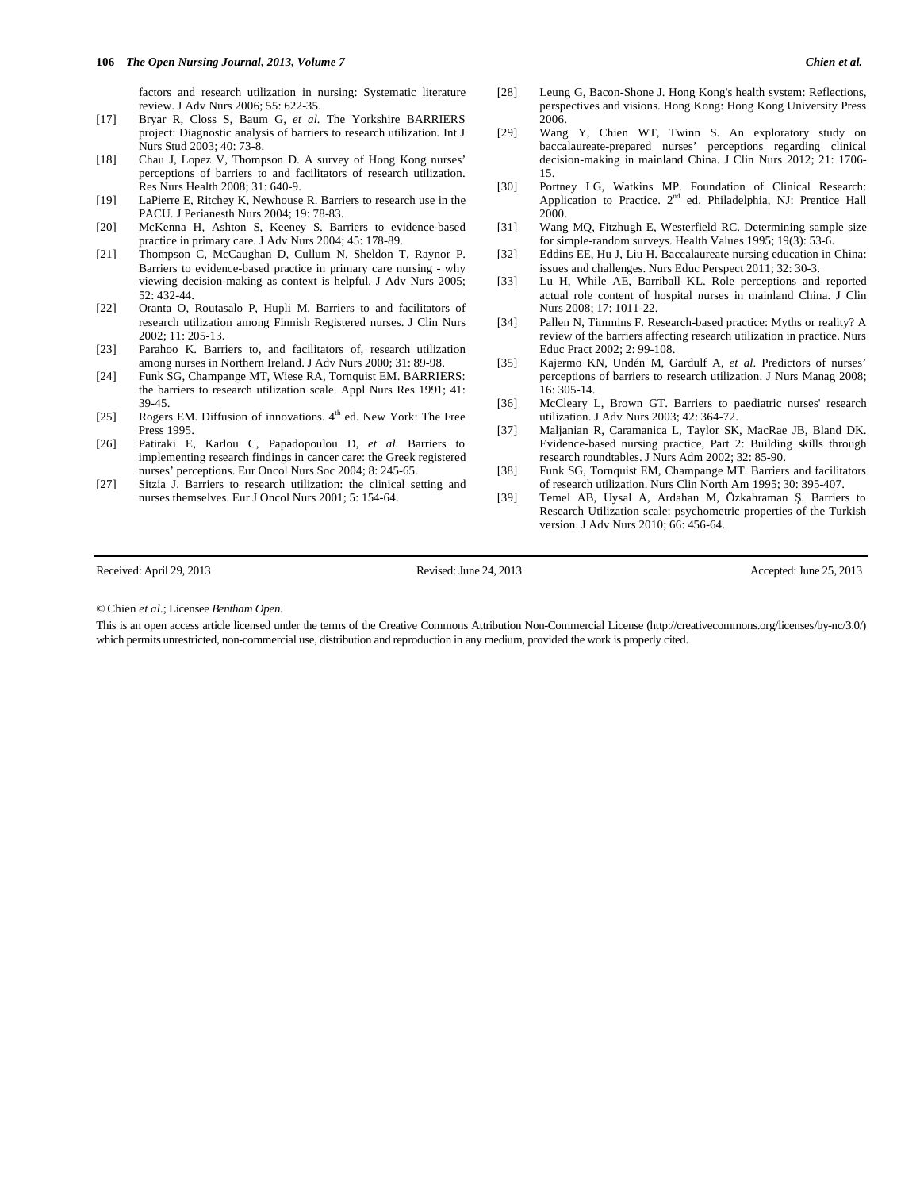factors and research utilization in nursing: Systematic literature review. J Adv Nurs 2006; 55: 622-35.

[17] Bryar R, Closs S, Baum G, *et al.* The Yorkshire BARRIERS project: Diagnostic analysis of barriers to research utilization. Int J Nurs Stud 2003; 40: 73-8.

[18] Chau J, Lopez V, Thompson D. A survey of Hong Kong nurses' perceptions of barriers to and facilitators of research utilization. Res Nurs Health 2008; 31: 640-9.

[19] LaPierre E, Ritchey K, Newhouse R. Barriers to research use in the PACU. J Perianesth Nurs 2004; 19: 78-83.

[20] McKenna H, Ashton S, Keeney S. Barriers to evidence-based practice in primary care. J Adv Nurs 2004; 45: 178-89.

[21] Thompson C, McCaughan D, Cullum N, Sheldon T, Raynor P. Barriers to evidence-based practice in primary care nursing - why viewing decision-making as context is helpful. J Adv Nurs 2005; 52: 432-44.

[22] Oranta O, Routasalo P, Hupli M. Barriers to and facilitators of research utilization among Finnish Registered nurses. J Clin Nurs 2002; 11: 205-13.

[23] Parahoo K. Barriers to, and facilitators of, research utilization among nurses in Northern Ireland. J Adv Nurs 2000; 31: 89-98.

[24] Funk SG, Champange MT, Wiese RA, Tornquist EM. BARRIERS: the barriers to research utilization scale. Appl Nurs Res 1991; 41: 39-45.

[25] Rogers EM. Diffusion of innovations. 4th ed. New York: The Free Press 1995.

[26] Patiraki E, Karlou C, Papadopoulou D, *et al.* Barriers to implementing research findings in cancer care: the Greek registered nurses' perceptions. Eur Oncol Nurs Soc 2004; 8: 245-65.

[27] Sitzia J. Barriers to research utilization: the clinical setting and nurses themselves. Eur J Oncol Nurs 2001; 5: 154-64.

[28] Leung G, Bacon-Shone J. Hong Kong's health system: Reflections, perspectives and visions. Hong Kong: Hong Kong University Press 2006.

[29] Wang Y, Chien WT, Twinn S. An exploratory study on baccalaureate-prepared nurses' perceptions regarding clinical decision-making in mainland China. J Clin Nurs 2012; 21: 1706-15.

[30] Portney LG, Watkins MP. Foundation of Clinical Research: Application to Practice. 2nd ed. Philadelphia, NJ: Prentice Hall 2000.

[31] Wang MQ, Fitzhugh E, Westerfield RC. Determining sample size for simple-random surveys. Health Values 1995; 19(3): 53-6.

[32] Eddins EE, Hu J, Liu H. Baccalaureate nursing education in China: issues and challenges. Nurs Educ Perspect 2011; 32: 30-3.

[33] Lu H, While AE, Barriball KL. Role perceptions and reported actual role content of hospital nurses in mainland China. J Clin Nurs 2008; 17: 1011-22.

[34] Pallen N, Timmins F. Research-based practice: Myths or reality? A review of the barriers affecting research utilization in practice. Nurs Educ Pract 2002; 2: 99-108.

[35] Kajermo KN, Undén M, Gardulf A, *et al*. Predictors of nurses' perceptions of barriers to research utilization. J Nurs Manag 2008; 16: 305-14.

[36] McCleary L, Brown GT. Barriers to paediatric nurses' research utilization. J Adv Nurs 2003; 42: 364-72.

[37] Maljanian R, Caramanica L, Taylor SK, MacRae JB, Bland DK. Evidence-based nursing practice, Part 2: Building skills through research roundtables. J Nurs Adm 2002; 32: 85-90.

[38] Funk SG, Tornquist EM, Champange MT. Barriers and facilitators of research utilization. Nurs Clin North Am 1995; 30: 395-407.

[39] Temel AB, Uysal A, Ardahan M, Özkahraman Ş. Barriers to Research Utilization scale: psychometric properties of the Turkish version. J Adv Nurs 2010; 66: 456-64.

Received: April 29, 2013 Revised: June 24, 2013 Accepted: June 25, 2013

© Chien *et al*.; Licensee *Bentham Open.*

This is an open access article licensed under the terms of the Creative Commons Attribution Non-Commercial License (http://creativecommons.org/licenses/by-nc/3.0/) which permits unrestricted, non-commercial use, distribution and reproduction in any medium, provided the work is properly cited.